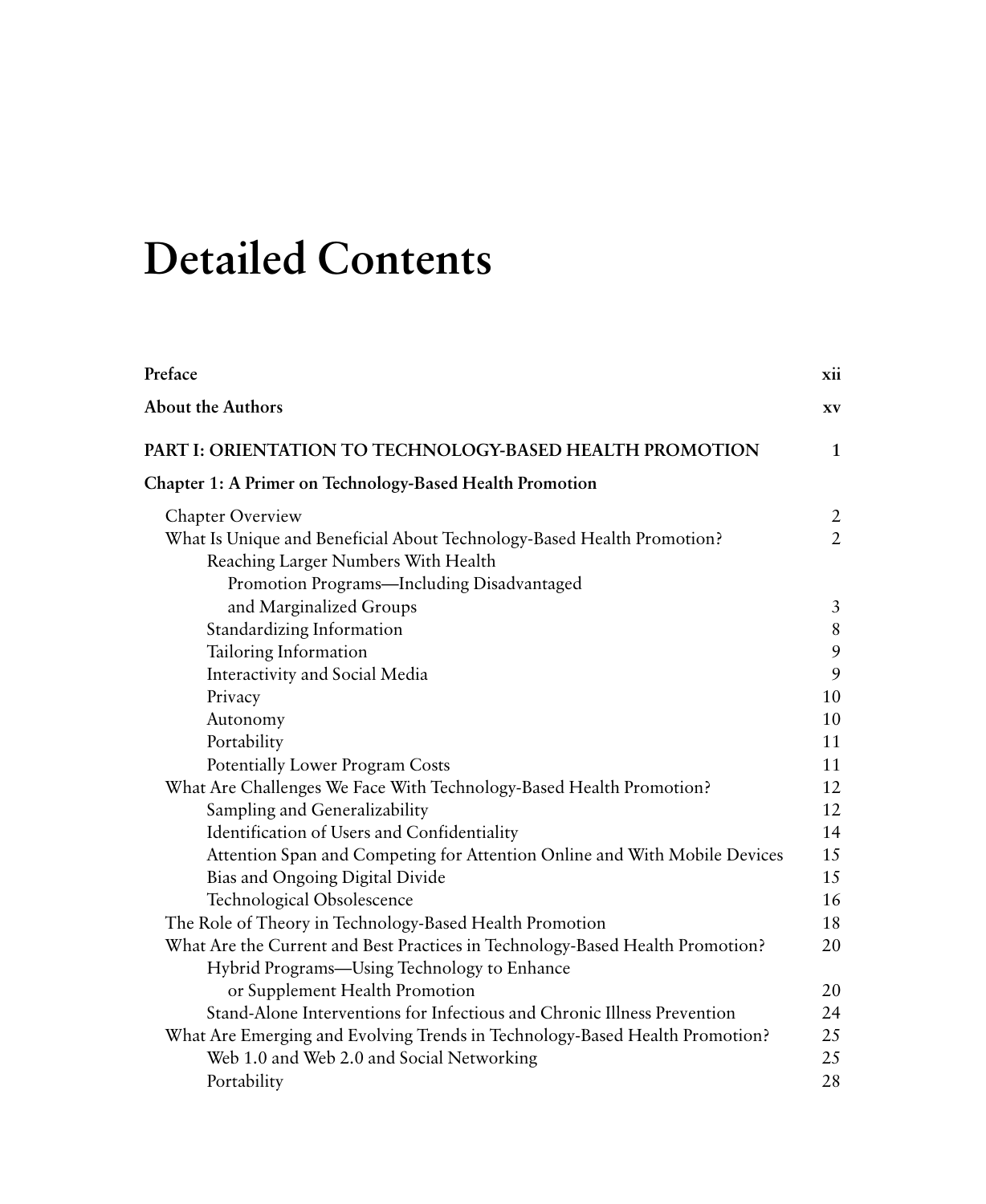# Detailed Contents

| | |
|---|---|
| **Preface** | **xii** |
| **About the Authors** | **xv** |
| **PART I: ORIENTATION TO TECHNOLOGY-BASED HEALTH PROMOTION** | **1** |
| **Chapter 1: A Primer on Technology-Based Health Promotion** | |
| Chapter Overview | 2 |
| What Is Unique and Beneficial About Technology-Based Health Promotion? | 2 |
| Reaching Larger Numbers With Health Promotion Programs—Including Disadvantaged and Marginalized Groups | 3 |
| Standardizing Information | 8 |
| Tailoring Information | 9 |
| Interactivity and Social Media | 9 |
| Privacy | 10 |
| Autonomy | 10 |
| Portability | 11 |
| Potentially Lower Program Costs | 11 |
| What Are Challenges We Face With Technology-Based Health Promotion? | 12 |
| Sampling and Generalizability | 12 |
| Identification of Users and Confidentiality | 14 |
| Attention Span and Competing for Attention Online and With Mobile Devices | 15 |
| Bias and Ongoing Digital Divide | 15 |
| Technological Obsolescence | 16 |
| The Role of Theory in Technology-Based Health Promotion | 18 |
| What Are the Current and Best Practices in Technology-Based Health Promotion? | 20 |
| Hybrid Programs—Using Technology to Enhance or Supplement Health Promotion | 20 |
| Stand-Alone Interventions for Infectious and Chronic Illness Prevention | 24 |
| What Are Emerging and Evolving Trends in Technology-Based Health Promotion? | 25 |
| Web 1.0 and Web 2.0 and Social Networking | 25 |
| Portability | 28 |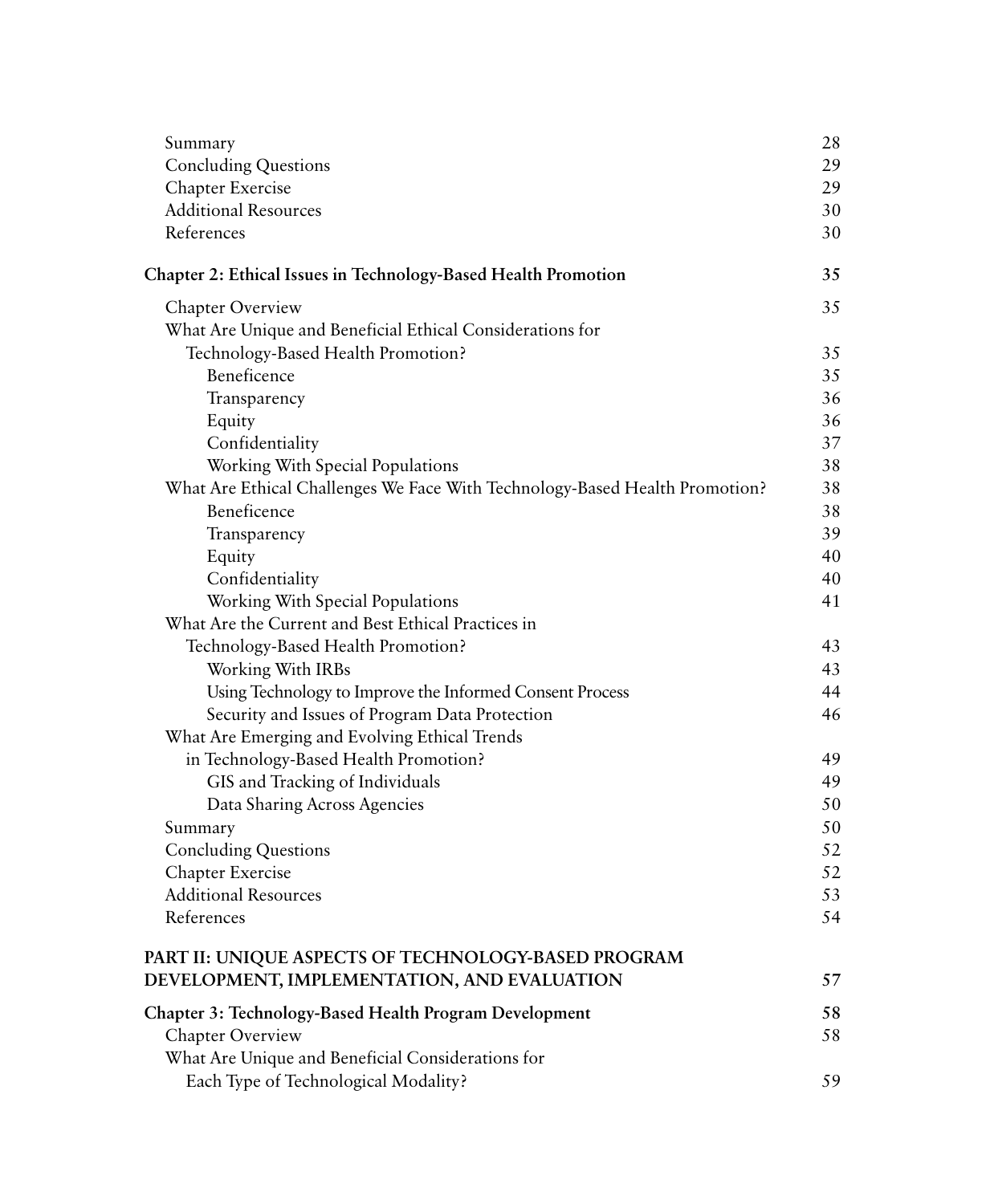Summary 28
Concluding Questions 29
Chapter Exercise 29
Additional Resources 30
References 30

**Chapter 2: Ethical Issues in Technology-Based Health Promotion** 35

Chapter Overview 35
What Are Unique and Beneficial Ethical Considerations for Technology-Based Health Promotion? 35
- Beneficence 35
- Transparency 36
- Equity 36
- Confidentiality 37
- Working With Special Populations 38

What Are Ethical Challenges We Face With Technology-Based Health Promotion? 38
- Beneficence 38
- Transparency 39
- Equity 40
- Confidentiality 40
- Working With Special Populations 41

What Are the Current and Best Ethical Practices in Technology-Based Health Promotion? 43
- Working With IRBs 43
- Using Technology to Improve the Informed Consent Process 44
- Security and Issues of Program Data Protection 46

What Are Emerging and Evolving Ethical Trends in Technology-Based Health Promotion? 49
- GIS and Tracking of Individuals 49
- Data Sharing Across Agencies 50

Summary 50
Concluding Questions 52
Chapter Exercise 52
Additional Resources 53
References 54

**PART II: UNIQUE ASPECTS OF TECHNOLOGY-BASED PROGRAM DEVELOPMENT, IMPLEMENTATION, AND EVALUATION** 57

**Chapter 3: Technology-Based Health Program Development** 58

Chapter Overview 58
What Are Unique and Beneficial Considerations for Each Type of Technological Modality? 59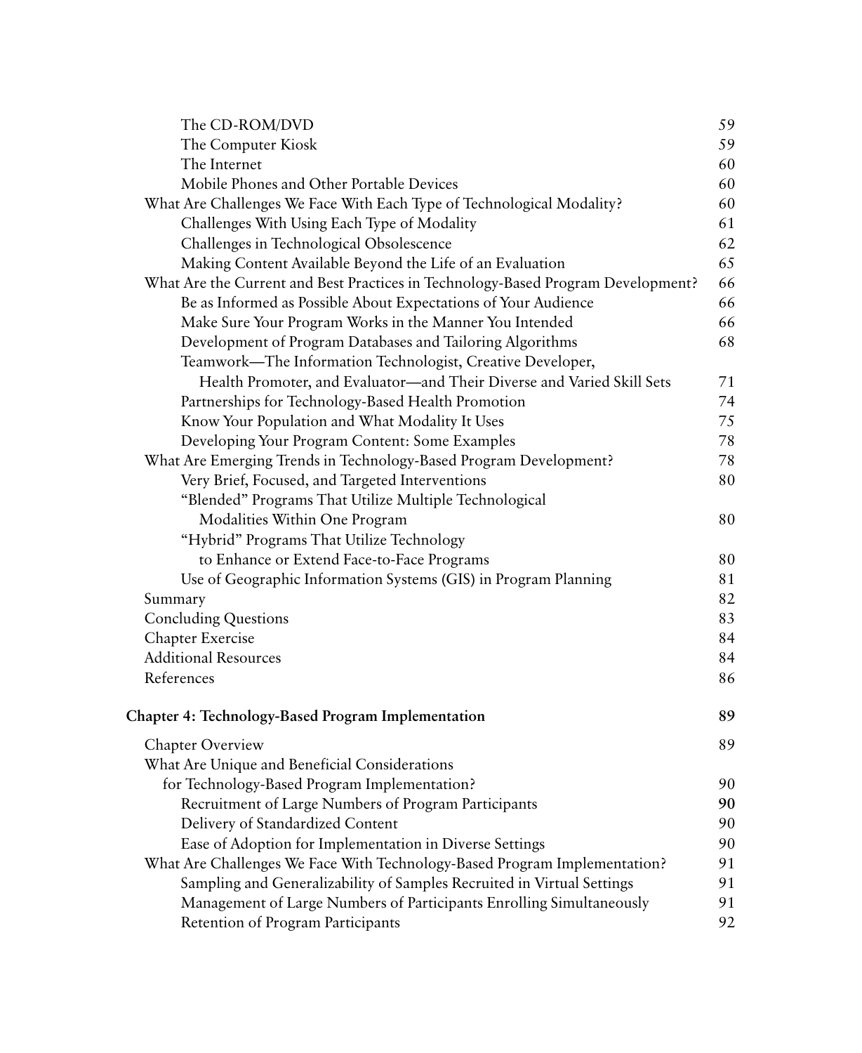The CD-ROM/DVD 59
The Computer Kiosk 59
The Internet 60
Mobile Phones and Other Portable Devices 60

What Are Challenges We Face With Each Type of Technological Modality? 60
Challenges With Using Each Type of Modality 61
Challenges in Technological Obsolescence 62
Making Content Available Beyond the Life of an Evaluation 65

What Are the Current and Best Practices in Technology-Based Program Development? 66
Be as Informed as Possible About Expectations of Your Audience 66
Make Sure Your Program Works in the Manner You Intended 66
Development of Program Databases and Tailoring Algorithms 68
Teamwork—The Information Technologist, Creative Developer, Health Promoter, and Evaluator—and Their Diverse and Varied Skill Sets 71
Partnerships for Technology-Based Health Promotion 74
Know Your Population and What Modality It Uses 75
Developing Your Program Content: Some Examples 78

What Are Emerging Trends in Technology-Based Program Development? 78
Very Brief, Focused, and Targeted Interventions 80
"Blended" Programs That Utilize Multiple Technological Modalities Within One Program 80
"Hybrid" Programs That Utilize Technology to Enhance or Extend Face-to-Face Programs 80
Use of Geographic Information Systems (GIS) in Program Planning 81

Summary 82
Concluding Questions 83
Chapter Exercise 84
Additional Resources 84
References 86

**Chapter 4: Technology-Based Program Implementation 89**

Chapter Overview 89

What Are Unique and Beneficial Considerations for Technology-Based Program Implementation? 90
Recruitment of Large Numbers of Program Participants **90**
Delivery of Standardized Content 90
Ease of Adoption for Implementation in Diverse Settings 90

What Are Challenges We Face With Technology-Based Program Implementation? 91
Sampling and Generalizability of Samples Recruited in Virtual Settings 91
Management of Large Numbers of Participants Enrolling Simultaneously 91
Retention of Program Participants 92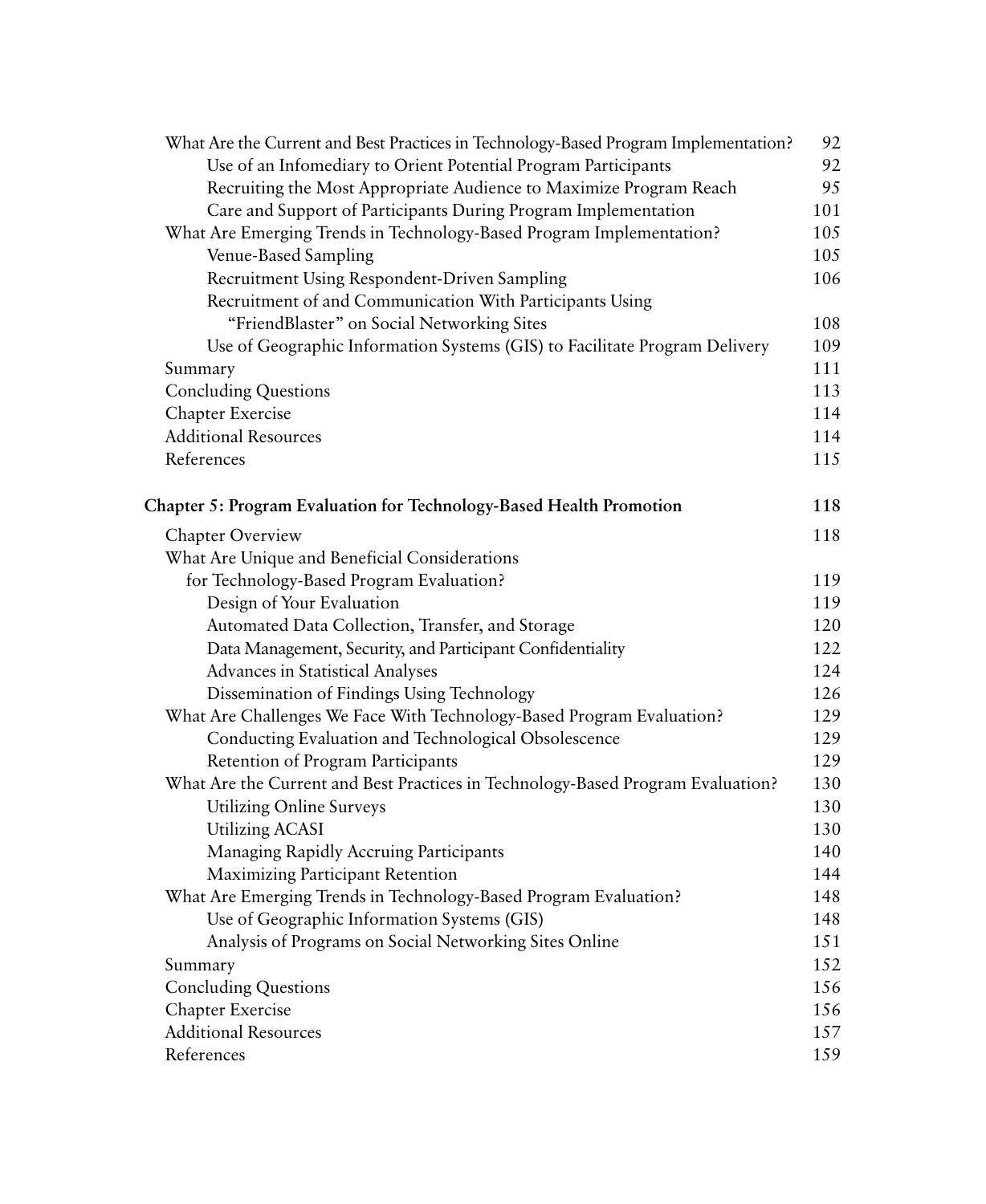What Are the Current and Best Practices in Technology-Based Program Implementation? 92

- Use of an Infomediary to Orient Potential Program Participants 92
- Recruiting the Most Appropriate Audience to Maximize Program Reach 95
- Care and Support of Participants During Program Implementation 101

What Are Emerging Trends in Technology-Based Program Implementation? 105

- Venue-Based Sampling 105
- Recruitment Using Respondent-Driven Sampling 106
- Recruitment of and Communication With Participants Using “FriendBlaster” on Social Networking Sites 108
- Use of Geographic Information Systems (GIS) to Facilitate Program Delivery 109

Summary 111

Concluding Questions 113

Chapter Exercise 114

Additional Resources 114

References 115

**Chapter 5: Program Evaluation for Technology-Based Health Promotion 118**

Chapter Overview 118

What Are Unique and Beneficial Considerations for Technology-Based Program Evaluation? 119

- Design of Your Evaluation 119
- Automated Data Collection, Transfer, and Storage 120
- Data Management, Security, and Participant Confidentiality 122
- Advances in Statistical Analyses 124
- Dissemination of Findings Using Technology 126

What Are Challenges We Face With Technology-Based Program Evaluation? 129

- Conducting Evaluation and Technological Obsolescence 129
- Retention of Program Participants 129

What Are the Current and Best Practices in Technology-Based Program Evaluation? 130

- Utilizing Online Surveys 130
- Utilizing ACASI 130
- Managing Rapidly Accruing Participants 140
- Maximizing Participant Retention 144

What Are Emerging Trends in Technology-Based Program Evaluation? 148

- Use of Geographic Information Systems (GIS) 148
- Analysis of Programs on Social Networking Sites Online 151

Summary 152

Concluding Questions 156

Chapter Exercise 156

Additional Resources 157

References 159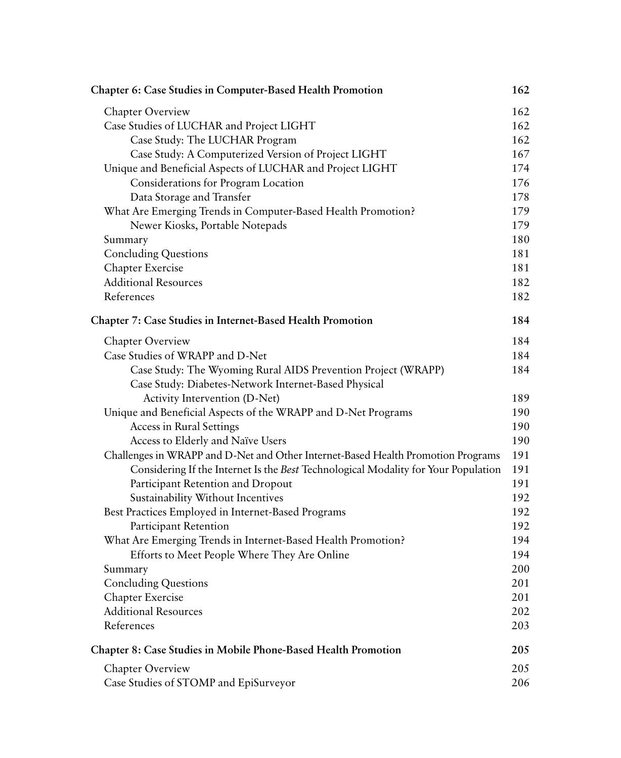| **Chapter 6: Case Studies in Computer-Based Health Promotion** | **162** |
|---|---|
| Chapter Overview | 162 |
| Case Studies of LUCHAR and Project LIGHT | 162 |
| Case Study: The LUCHAR Program | 162 |
| Case Study: A Computerized Version of Project LIGHT | 167 |
| Unique and Beneficial Aspects of LUCHAR and Project LIGHT | 174 |
| Considerations for Program Location | 176 |
| Data Storage and Transfer | 178 |
| What Are Emerging Trends in Computer-Based Health Promotion? | 179 |
| Newer Kiosks, Portable Notepads | 179 |
| Summary | 180 |
| Concluding Questions | 181 |
| Chapter Exercise | 181 |
| Additional Resources | 182 |
| References | 182 |
| **Chapter 7: Case Studies in Internet-Based Health Promotion** | **184** |
| Chapter Overview | 184 |
| Case Studies of WRAPP and D-Net | 184 |
| Case Study: The Wyoming Rural AIDS Prevention Project (WRAPP) | 184 |
| Case Study: Diabetes-Network Internet-Based Physical Activity Intervention (D-Net) | 189 |
| Unique and Beneficial Aspects of the WRAPP and D-Net Programs | 190 |
| Access in Rural Settings | 190 |
| Access to Elderly and Naïve Users | 190 |
| Challenges in WRAPP and D-Net and Other Internet-Based Health Promotion Programs | 191 |
| Considering If the Internet Is the *Best* Technological Modality for Your Population | 191 |
| Participant Retention and Dropout | 191 |
| Sustainability Without Incentives | 192 |
| Best Practices Employed in Internet-Based Programs | 192 |
| Participant Retention | 192 |
| What Are Emerging Trends in Internet-Based Health Promotion? | 194 |
| Efforts to Meet People Where They Are Online | 194 |
| Summary | 200 |
| Concluding Questions | 201 |
| Chapter Exercise | 201 |
| Additional Resources | 202 |
| References | 203 |
| **Chapter 8: Case Studies in Mobile Phone-Based Health Promotion** | **205** |
| Chapter Overview | 205 |
| Case Studies of STOMP and EpiSurveyor | 206 |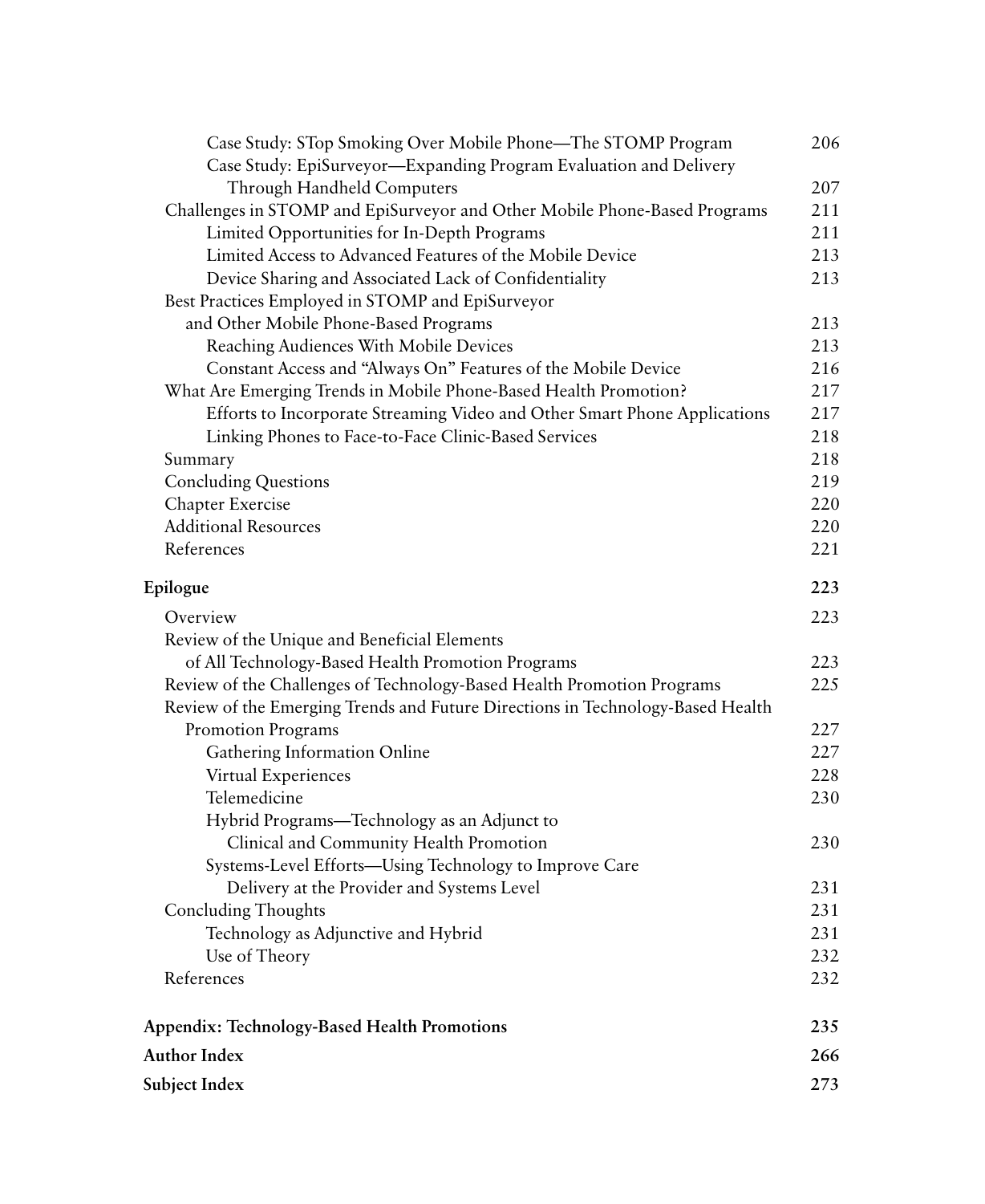Case Study: STop Smoking Over Mobile Phone—The STOMP Program 206
Case Study: EpiSurveyor—Expanding Program Evaluation and Delivery Through Handheld Computers 207
Challenges in STOMP and EpiSurveyor and Other Mobile Phone-Based Programs 211
Limited Opportunities for In-Depth Programs 211
Limited Access to Advanced Features of the Mobile Device 213
Device Sharing and Associated Lack of Confidentiality 213
Best Practices Employed in STOMP and EpiSurveyor and Other Mobile Phone-Based Programs 213
Reaching Audiences With Mobile Devices 213
Constant Access and "Always On" Features of the Mobile Device 216
What Are Emerging Trends in Mobile Phone-Based Health Promotion? 217
Efforts to Incorporate Streaming Video and Other Smart Phone Applications 217
Linking Phones to Face-to-Face Clinic-Based Services 218
Summary 218
Concluding Questions 219
Chapter Exercise 220
Additional Resources 220
References 221

**Epilogue** **223**

Overview 223
Review of the Unique and Beneficial Elements of All Technology-Based Health Promotion Programs 223
Review of the Challenges of Technology-Based Health Promotion Programs 225
Review of the Emerging Trends and Future Directions in Technology-Based Health Promotion Programs 227
Gathering Information Online 227
Virtual Experiences 228
Telemedicine 230
Hybrid Programs—Technology as an Adjunct to Clinical and Community Health Promotion 230
Systems-Level Efforts—Using Technology to Improve Care Delivery at the Provider and Systems Level 231
Concluding Thoughts 231
Technology as Adjunctive and Hybrid 231
Use of Theory 232
References 232

**Appendix: Technology-Based Health Promotions** **235**

**Author Index** **266**

**Subject Index** **273**